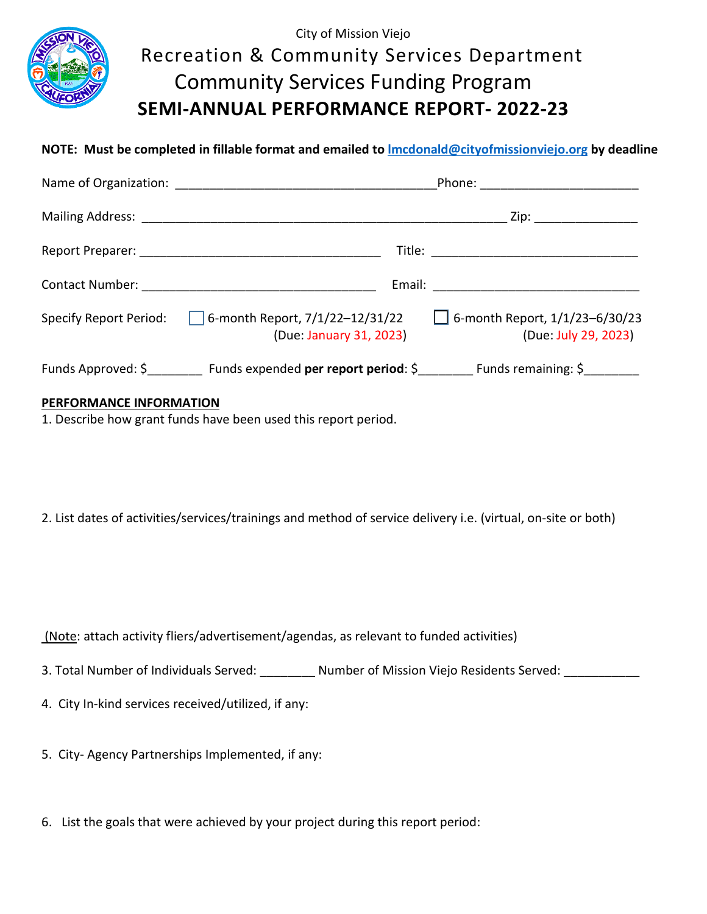City of Mission Viejo

# Recreation & Community Services Department

## Community Services Funding Program

## SEMI-ANNUAL PERFORMANCE REPORT- 2022-23

**NOTE: Must be completed in fillable format and emailed to lmcdonald@cityofmissionviejo.org by deadline**

Name of Organization: ______________________________________ Phone: _______________________

Mailing Address: _____________________________________________________ Zip: _______________

Report Preparer: ___________________________________ Title: ______________________________

Contact Number: __________________________________ Email: ______________________________

Specify Report Period: ☐ 6-month Report, 7/1/22–12/31/22 (Due: January 31, 2023) ☐ 6-month Report, 1/1/23–6/30/23 (Due: July 29, 2023)

Funds Approved: $________ Funds expended **per report period**: $________ Funds remaining: $________

**PERFORMANCE INFORMATION**

1. Describe how grant funds have been used this report period.

2. List dates of activities/services/trainings and method of service delivery i.e. (virtual, on-site or both)

(Note: attach activity fliers/advertisement/agendas, as relevant to funded activities)

3. Total Number of Individuals Served: ________ Number of Mission Viejo Residents Served: ___________

4. City In-kind services received/utilized, if any:

5. City- Agency Partnerships Implemented, if any:

6. List the goals that were achieved by your project during this report period: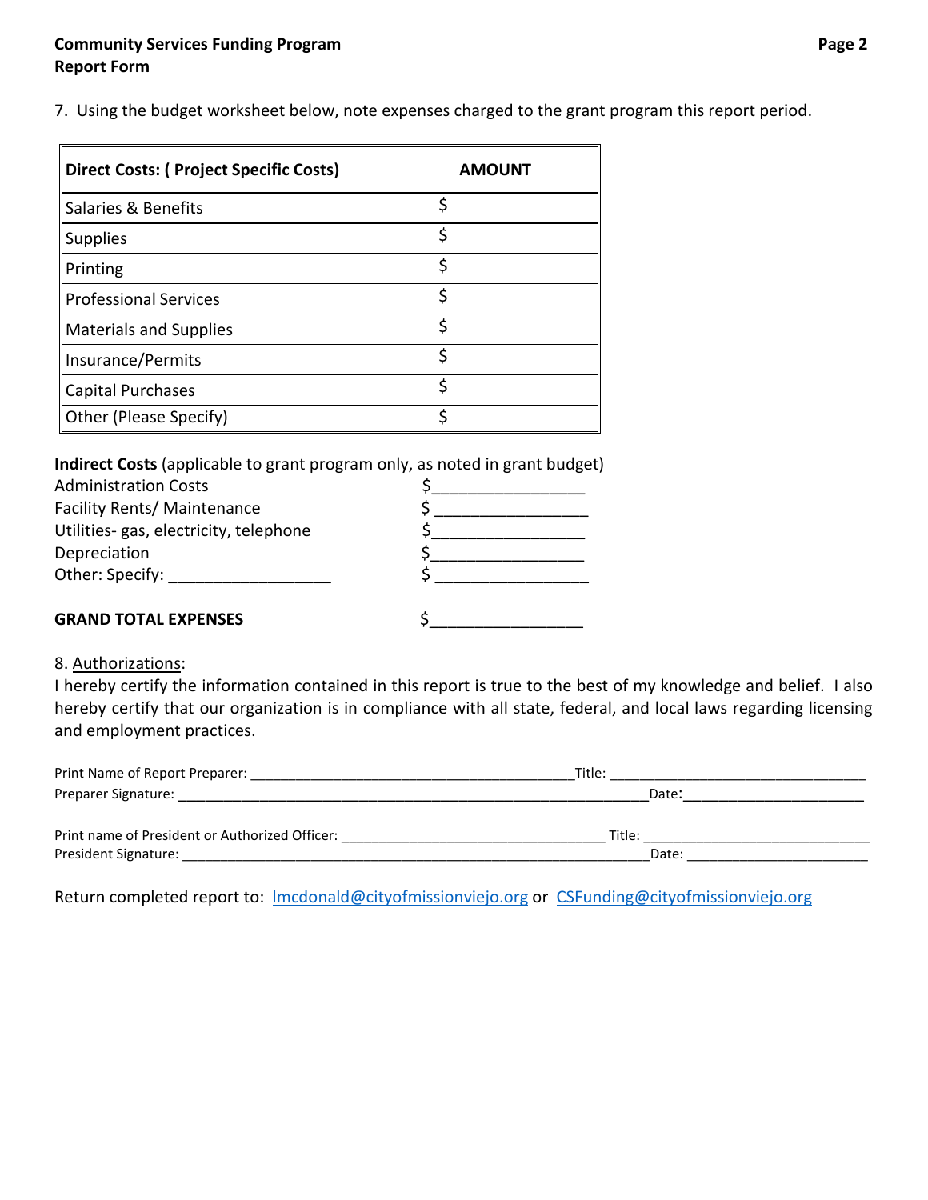7. Using the budget worksheet below, note expenses charged to the grant program this report period.

| Direct Costs: ( Project Specific Costs) | AMOUNT |
|---|---|
| Salaries & Benefits | $ |
| Supplies | $ |
| Printing | $ |
| Professional Services | $ |
| Materials and Supplies | $ |
| Insurance/Permits | $ |
| Capital Purchases | $ |
| Other (Please Specify) | $ |

**Indirect Costs** (applicable to grant program only, as noted in grant budget)

Administration Costs $_________________

Facility Rents/ Maintenance $ _________________

Utilities- gas, electricity, telephone $_________________

Depreciation $_________________

Other: Specify: __________________ $ _________________

**GRAND TOTAL EXPENSES** $_________________

8. Authorizations:

I hereby certify the information contained in this report is true to the best of my knowledge and belief. I also hereby certify that our organization is in compliance with all state, federal, and local laws regarding licensing and employment practices.

Print Name of Report Preparer: ___________________________________________ Title: _________________________________

Preparer Signature: _______________________________________________________________ Date: _______________________

Print name of President or Authorized Officer: __________________________________ Title: _____________________________

President Signature: _______________________________________________________________ Date: _______________________

Return completed report to: lmcdonald@cityofmissionviejo.org or CSFunding@cityofmissionviejo.org